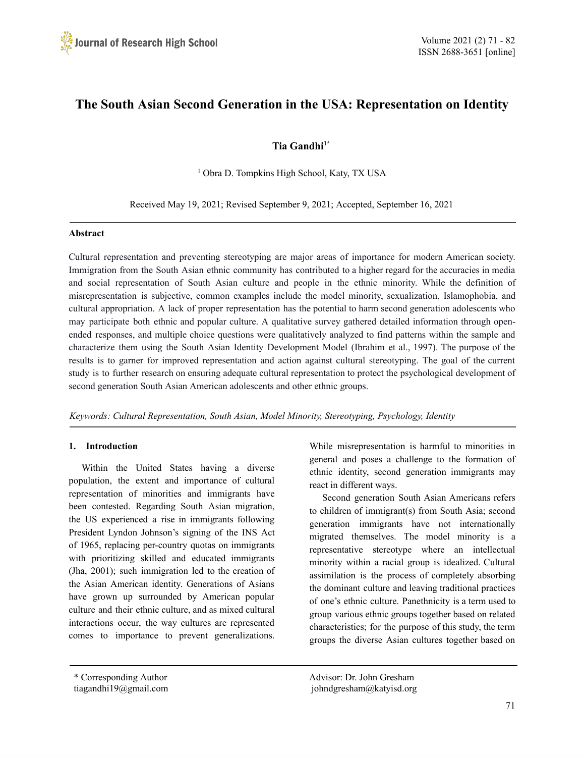# The South Asian Second Generation in the USA: Representation on Identity

**Tia Gandhi[1*]**

[1] Obra D. Tompkins High School, Katy, TX USA

Received May 19, 2021; Revised September 9, 2021; Accepted, September 16, 2021

---

**Abstract**

Cultural representation and preventing stereotyping are major areas of importance for modern American society. Immigration from the South Asian ethnic community has contributed to a higher regard for the accuracies in media and social representation of South Asian culture and people in the ethnic minority. While the definition of misrepresentation is subjective, common examples include the model minority, sexualization, Islamophobia, and cultural appropriation. A lack of proper representation has the potential to harm second generation adolescents who may participate both ethnic and popular culture. A qualitative survey gathered detailed information through open-ended responses, and multiple choice questions were qualitatively analyzed to find patterns within the sample and characterize them using the South Asian Identity Development Model (Ibrahim et al., 1997). The purpose of the results is to garner for improved representation and action against cultural stereotyping. The goal of the current study is to further research on ensuring adequate cultural representation to protect the psychological development of second generation South Asian American adolescents and other ethnic groups.

*Keywords: Cultural Representation, South Asian, Model Minority, Stereotyping, Psychology, Identity*

---

## 1. Introduction

Within the United States having a diverse population, the extent and importance of cultural representation of minorities and immigrants have been contested. Regarding South Asian migration, the US experienced a rise in immigrants following President Lyndon Johnson's signing of the INS Act of 1965, replacing per-country quotas on immigrants with prioritizing skilled and educated immigrants (Jha, 2001); such immigration led to the creation of the Asian American identity. Generations of Asians have grown up surrounded by American popular culture and their ethnic culture, and as mixed cultural interactions occur, the way cultures are represented comes to importance to prevent generalizations. While misrepresentation is harmful to minorities in general and poses a challenge to the formation of ethnic identity, second generation immigrants may react in different ways.

Second generation South Asian Americans refers to children of immigrant(s) from South Asia; second generation immigrants have not internationally migrated themselves. The model minority is a representative stereotype where an intellectual minority within a racial group is idealized. Cultural assimilation is the process of completely absorbing the dominant culture and leaving traditional practices of one's ethnic culture. Panethnicity is a term used to group various ethnic groups together based on related characteristics; for the purpose of this study, the term groups the diverse Asian cultures together based on

---

\* Corresponding Author
tiagandhi19@gmail.com

Advisor: Dr. John Gresham
johndgresham@katyisd.org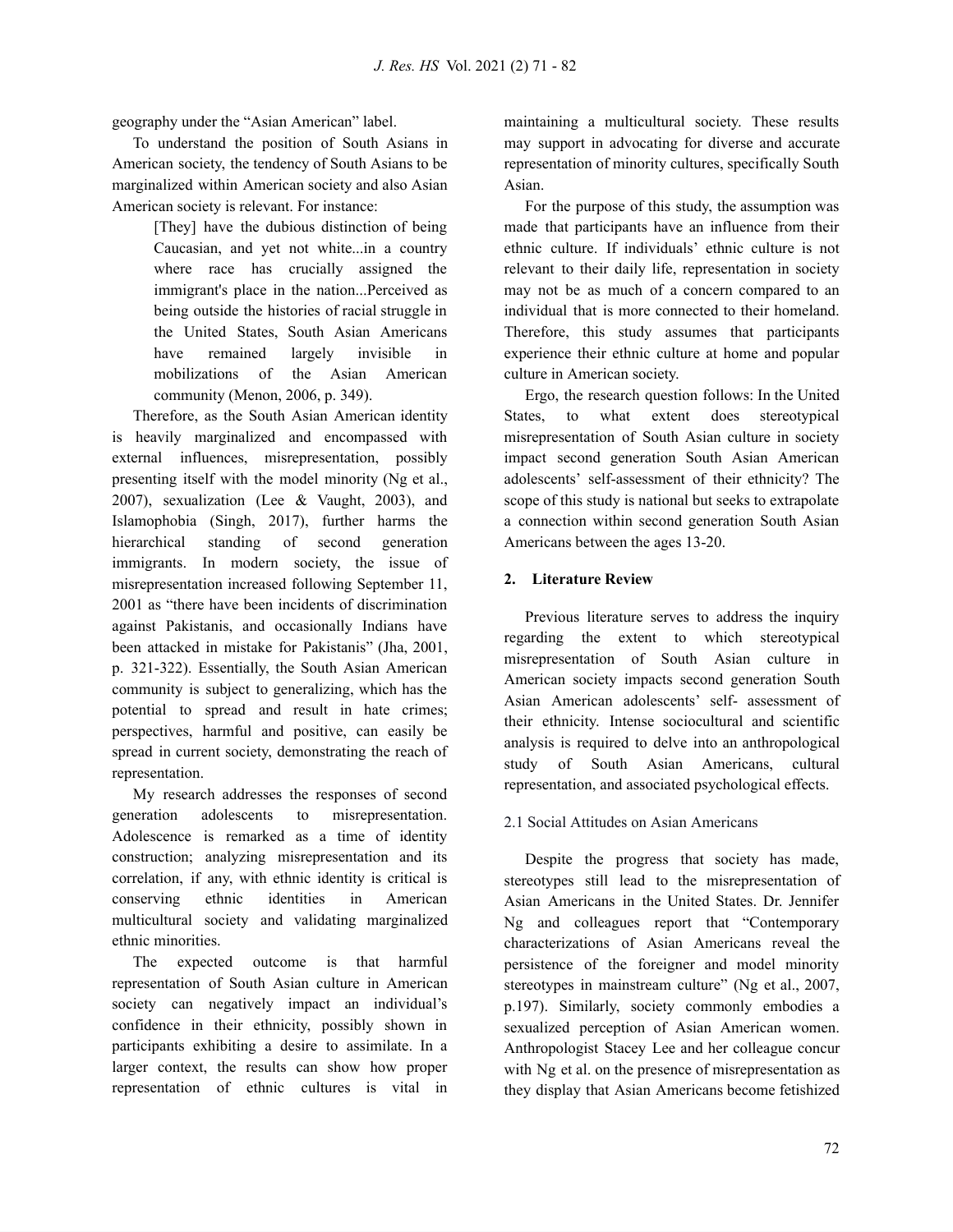geography under the "Asian American" label.

To understand the position of South Asians in American society, the tendency of South Asians to be marginalized within American society and also Asian American society is relevant. For instance:

> [They] have the dubious distinction of being Caucasian, and yet not white...in a country where race has crucially assigned the immigrant's place in the nation...Perceived as being outside the histories of racial struggle in the United States, South Asian Americans have remained largely invisible in mobilizations of the Asian American community (Menon, 2006, p. 349).

Therefore, as the South Asian American identity is heavily marginalized and encompassed with external influences, misrepresentation, possibly presenting itself with the model minority (Ng et al., 2007), sexualization (Lee & Vaught, 2003), and Islamophobia (Singh, 2017), further harms the hierarchical standing of second generation immigrants. In modern society, the issue of misrepresentation increased following September 11, 2001 as "there have been incidents of discrimination against Pakistanis, and occasionally Indians have been attacked in mistake for Pakistanis" (Jha, 2001, p. 321-322). Essentially, the South Asian American community is subject to generalizing, which has the potential to spread and result in hate crimes; perspectives, harmful and positive, can easily be spread in current society, demonstrating the reach of representation.

My research addresses the responses of second generation adolescents to misrepresentation. Adolescence is remarked as a time of identity construction; analyzing misrepresentation and its correlation, if any, with ethnic identity is critical is conserving ethnic identities in American multicultural society and validating marginalized ethnic minorities.

The expected outcome is that harmful representation of South Asian culture in American society can negatively impact an individual's confidence in their ethnicity, possibly shown in participants exhibiting a desire to assimilate. In a larger context, the results can show how proper representation of ethnic cultures is vital in maintaining a multicultural society. These results may support in advocating for diverse and accurate representation of minority cultures, specifically South Asian.

For the purpose of this study, the assumption was made that participants have an influence from their ethnic culture. If individuals' ethnic culture is not relevant to their daily life, representation in society may not be as much of a concern compared to an individual that is more connected to their homeland. Therefore, this study assumes that participants experience their ethnic culture at home and popular culture in American society.

Ergo, the research question follows: In the United States, to what extent does stereotypical misrepresentation of South Asian culture in society impact second generation South Asian American adolescents' self-assessment of their ethnicity? The scope of this study is national but seeks to extrapolate a connection within second generation South Asian Americans between the ages 13-20.

## 2. Literature Review

Previous literature serves to address the inquiry regarding the extent to which stereotypical misrepresentation of South Asian culture in American society impacts second generation South Asian American adolescents' self- assessment of their ethnicity. Intense sociocultural and scientific analysis is required to delve into an anthropological study of South Asian Americans, cultural representation, and associated psychological effects.

### 2.1 Social Attitudes on Asian Americans

Despite the progress that society has made, stereotypes still lead to the misrepresentation of Asian Americans in the United States. Dr. Jennifer Ng and colleagues report that "Contemporary characterizations of Asian Americans reveal the persistence of the foreigner and model minority stereotypes in mainstream culture" (Ng et al., 2007, p.197). Similarly, society commonly embodies a sexualized perception of Asian American women. Anthropologist Stacey Lee and her colleague concur with Ng et al. on the presence of misrepresentation as they display that Asian Americans become fetishized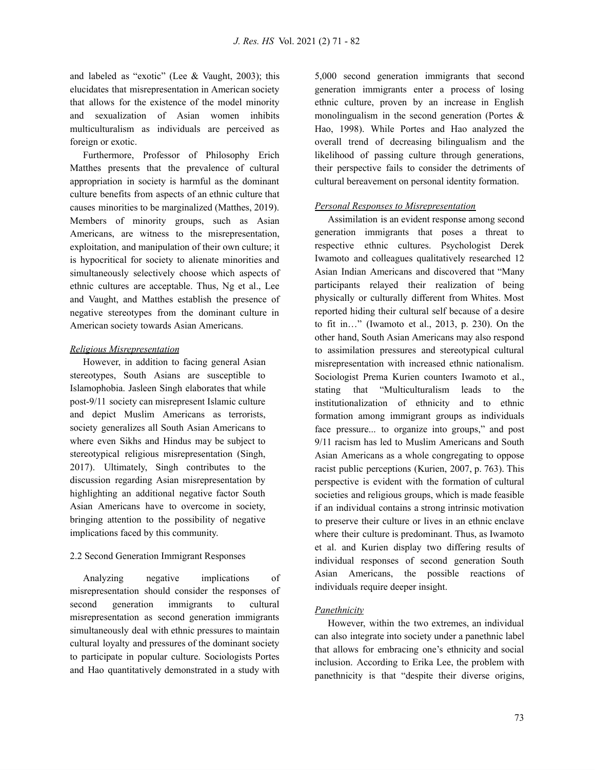and labeled as "exotic" (Lee & Vaught, 2003); this elucidates that misrepresentation in American society that allows for the existence of the model minority and sexualization of Asian women inhibits multiculturalism as individuals are perceived as foreign or exotic.

Furthermore, Professor of Philosophy Erich Matthes presents that the prevalence of cultural appropriation in society is harmful as the dominant culture benefits from aspects of an ethnic culture that causes minorities to be marginalized (Matthes, 2019). Members of minority groups, such as Asian Americans, are witness to the misrepresentation, exploitation, and manipulation of their own culture; it is hypocritical for society to alienate minorities and simultaneously selectively choose which aspects of ethnic cultures are acceptable. Thus, Ng et al., Lee and Vaught, and Matthes establish the presence of negative stereotypes from the dominant culture in American society towards Asian Americans.

*Religious Misrepresentation*

However, in addition to facing general Asian stereotypes, South Asians are susceptible to Islamophobia. Jasleen Singh elaborates that while post-9/11 society can misrepresent Islamic culture and depict Muslim Americans as terrorists, society generalizes all South Asian Americans to where even Sikhs and Hindus may be subject to stereotypical religious misrepresentation (Singh, 2017). Ultimately, Singh contributes to the discussion regarding Asian misrepresentation by highlighting an additional negative factor South Asian Americans have to overcome in society, bringing attention to the possibility of negative implications faced by this community.

### 2.2 Second Generation Immigrant Responses

Analyzing negative implications of misrepresentation should consider the responses of second generation immigrants to cultural misrepresentation as second generation immigrants simultaneously deal with ethnic pressures to maintain cultural loyalty and pressures of the dominant society to participate in popular culture. Sociologists Portes and Hao quantitatively demonstrated in a study with 5,000 second generation immigrants that second generation immigrants enter a process of losing ethnic culture, proven by an increase in English monolingualism in the second generation (Portes & Hao, 1998). While Portes and Hao analyzed the overall trend of decreasing bilingualism and the likelihood of passing culture through generations, their perspective fails to consider the detriments of cultural bereavement on personal identity formation.

*Personal Responses to Misrepresentation*

Assimilation is an evident response among second generation immigrants that poses a threat to respective ethnic cultures. Psychologist Derek Iwamoto and colleagues qualitatively researched 12 Asian Indian Americans and discovered that "Many participants relayed their realization of being physically or culturally different from Whites. Most reported hiding their cultural self because of a desire to fit in…" (Iwamoto et al., 2013, p. 230). On the other hand, South Asian Americans may also respond to assimilation pressures and stereotypical cultural misrepresentation with increased ethnic nationalism. Sociologist Prema Kurien counters Iwamoto et al., stating that "Multiculturalism leads to the institutionalization of ethnicity and to ethnic formation among immigrant groups as individuals face pressure... to organize into groups," and post 9/11 racism has led to Muslim Americans and South Asian Americans as a whole congregating to oppose racist public perceptions (Kurien, 2007, p. 763). This perspective is evident with the formation of cultural societies and religious groups, which is made feasible if an individual contains a strong intrinsic motivation to preserve their culture or lives in an ethnic enclave where their culture is predominant. Thus, as Iwamoto et al. and Kurien display two differing results of individual responses of second generation South Asian Americans, the possible reactions of individuals require deeper insight.

*Panethnicity*

However, within the two extremes, an individual can also integrate into society under a panethnic label that allows for embracing one's ethnicity and social inclusion. According to Erika Lee, the problem with panethnicity is that "despite their diverse origins,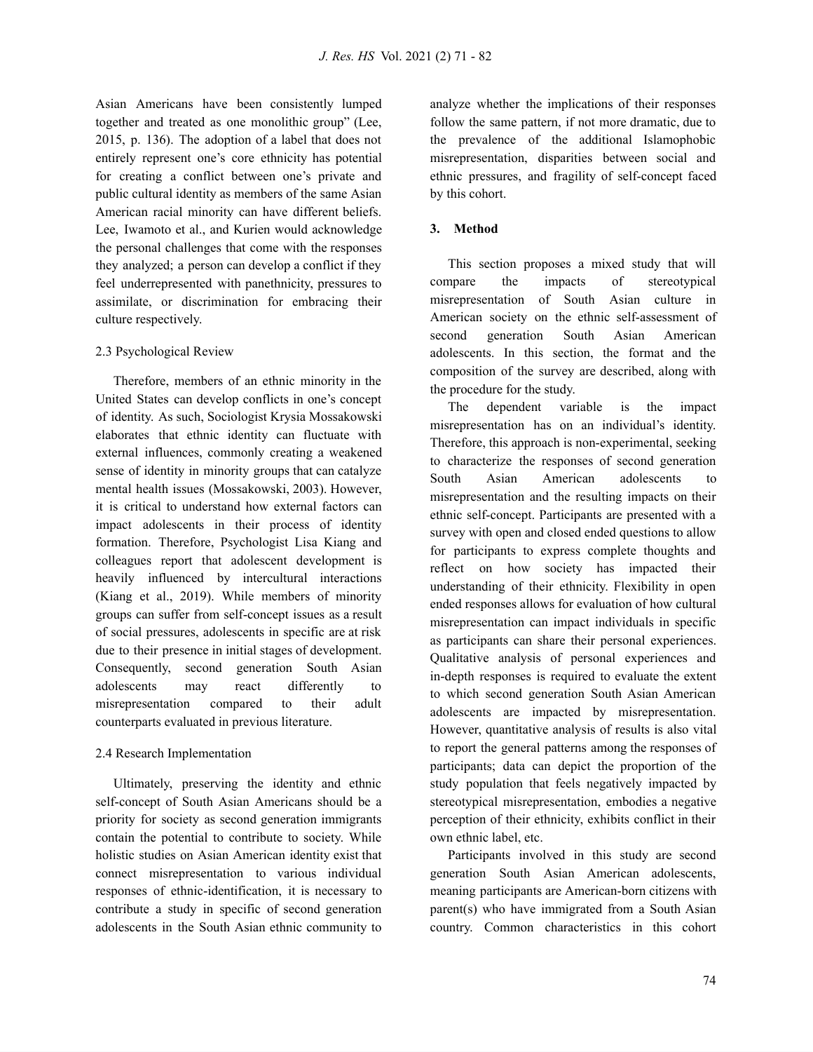Asian Americans have been consistently lumped together and treated as one monolithic group" (Lee, 2015, p. 136). The adoption of a label that does not entirely represent one's core ethnicity has potential for creating a conflict between one's private and public cultural identity as members of the same Asian American racial minority can have different beliefs. Lee, Iwamoto et al., and Kurien would acknowledge the personal challenges that come with the responses they analyzed; a person can develop a conflict if they feel underrepresented with panethnicity, pressures to assimilate, or discrimination for embracing their culture respectively.

### 2.3 Psychological Review

Therefore, members of an ethnic minority in the United States can develop conflicts in one's concept of identity. As such, Sociologist Krysia Mossakowski elaborates that ethnic identity can fluctuate with external influences, commonly creating a weakened sense of identity in minority groups that can catalyze mental health issues (Mossakowski, 2003). However, it is critical to understand how external factors can impact adolescents in their process of identity formation. Therefore, Psychologist Lisa Kiang and colleagues report that adolescent development is heavily influenced by intercultural interactions (Kiang et al., 2019). While members of minority groups can suffer from self-concept issues as a result of social pressures, adolescents in specific are at risk due to their presence in initial stages of development. Consequently, second generation South Asian adolescents may react differently to misrepresentation compared to their adult counterparts evaluated in previous literature.

### 2.4 Research Implementation

Ultimately, preserving the identity and ethnic self-concept of South Asian Americans should be a priority for society as second generation immigrants contain the potential to contribute to society. While holistic studies on Asian American identity exist that connect misrepresentation to various individual responses of ethnic-identification, it is necessary to contribute a study in specific of second generation adolescents in the South Asian ethnic community to analyze whether the implications of their responses follow the same pattern, if not more dramatic, due to the prevalence of the additional Islamophobic misrepresentation, disparities between social and ethnic pressures, and fragility of self-concept faced by this cohort.

## 3. Method

This section proposes a mixed study that will compare the impacts of stereotypical misrepresentation of South Asian culture in American society on the ethnic self-assessment of second generation South Asian American adolescents. In this section, the format and the composition of the survey are described, along with the procedure for the study.

The dependent variable is the impact misrepresentation has on an individual's identity. Therefore, this approach is non-experimental, seeking to characterize the responses of second generation South Asian American adolescents to misrepresentation and the resulting impacts on their ethnic self-concept. Participants are presented with a survey with open and closed ended questions to allow for participants to express complete thoughts and reflect on how society has impacted their understanding of their ethnicity. Flexibility in open ended responses allows for evaluation of how cultural misrepresentation can impact individuals in specific as participants can share their personal experiences. Qualitative analysis of personal experiences and in-depth responses is required to evaluate the extent to which second generation South Asian American adolescents are impacted by misrepresentation. However, quantitative analysis of results is also vital to report the general patterns among the responses of participants; data can depict the proportion of the study population that feels negatively impacted by stereotypical misrepresentation, embodies a negative perception of their ethnicity, exhibits conflict in their own ethnic label, etc.

Participants involved in this study are second generation South Asian American adolescents, meaning participants are American-born citizens with parent(s) who have immigrated from a South Asian country. Common characteristics in this cohort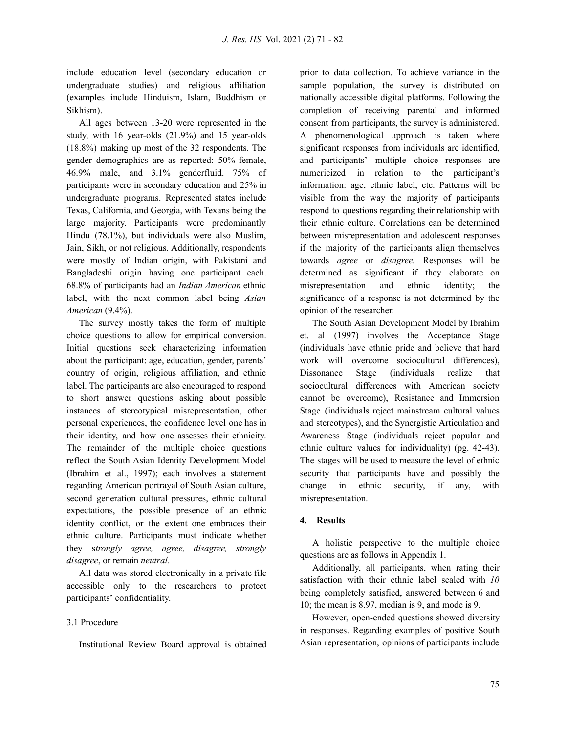include education level (secondary education or undergraduate studies) and religious affiliation (examples include Hinduism, Islam, Buddhism or Sikhism).

All ages between 13-20 were represented in the study, with 16 year-olds (21.9%) and 15 year-olds (18.8%) making up most of the 32 respondents. The gender demographics are as reported: 50% female, 46.9% male, and 3.1% genderfluid. 75% of participants were in secondary education and 25% in undergraduate programs. Represented states include Texas, California, and Georgia, with Texans being the large majority. Participants were predominantly Hindu (78.1%), but individuals were also Muslim, Jain, Sikh, or not religious. Additionally, respondents were mostly of Indian origin, with Pakistani and Bangladeshi origin having one participant each. 68.8% of participants had an *Indian American* ethnic label, with the next common label being *Asian American* (9.4%).

The survey mostly takes the form of multiple choice questions to allow for empirical conversion. Initial questions seek characterizing information about the participant: age, education, gender, parents' country of origin, religious affiliation, and ethnic label. The participants are also encouraged to respond to short answer questions asking about possible instances of stereotypical misrepresentation, other personal experiences, the confidence level one has in their identity, and how one assesses their ethnicity. The remainder of the multiple choice questions reflect the South Asian Identity Development Model (Ibrahim et al., 1997); each involves a statement regarding American portrayal of South Asian culture, second generation cultural pressures, ethnic cultural expectations, the possible presence of an ethnic identity conflict, or the extent one embraces their ethnic culture. Participants must indicate whether they s*trongly agree, agree, disagree, strongly disagree*, or remain *neutral*.

All data was stored electronically in a private file accessible only to the researchers to protect participants' confidentiality.

### 3.1 Procedure

Institutional Review Board approval is obtained prior to data collection. To achieve variance in the sample population, the survey is distributed on nationally accessible digital platforms. Following the completion of receiving parental and informed consent from participants, the survey is administered. A phenomenological approach is taken where significant responses from individuals are identified, and participants' multiple choice responses are numericized in relation to the participant's information: age, ethnic label, etc. Patterns will be visible from the way the majority of participants respond to questions regarding their relationship with their ethnic culture. Correlations can be determined between misrepresentation and adolescent responses if the majority of the participants align themselves towards *agree* or *disagree.* Responses will be determined as significant if they elaborate on misrepresentation and ethnic identity; the significance of a response is not determined by the opinion of the researcher.

The South Asian Development Model by Ibrahim et. al (1997) involves the Acceptance Stage (individuals have ethnic pride and believe that hard work will overcome sociocultural differences), Dissonance Stage (individuals realize that sociocultural differences with American society cannot be overcome), Resistance and Immersion Stage (individuals reject mainstream cultural values and stereotypes), and the Synergistic Articulation and Awareness Stage (individuals reject popular and ethnic culture values for individuality) (pg. 42-43). The stages will be used to measure the level of ethnic security that participants have and possibly the change in ethnic security, if any, with misrepresentation.

## 4. Results

A holistic perspective to the multiple choice questions are as follows in Appendix 1.

Additionally, all participants, when rating their satisfaction with their ethnic label scaled with *10* being completely satisfied, answered between 6 and 10; the mean is 8.97, median is 9, and mode is 9.

However, open-ended questions showed diversity in responses. Regarding examples of positive South Asian representation, opinions of participants include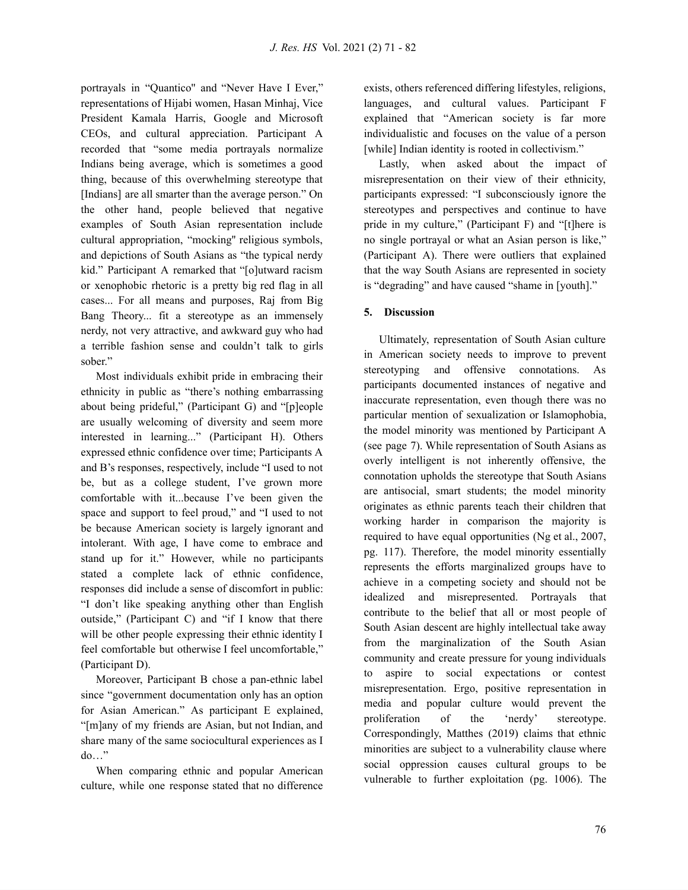portrayals in "Quantico" and "Never Have I Ever," representations of Hijabi women, Hasan Minhaj, Vice President Kamala Harris, Google and Microsoft CEOs, and cultural appreciation. Participant A recorded that "some media portrayals normalize Indians being average, which is sometimes a good thing, because of this overwhelming stereotype that [Indians] are all smarter than the average person." On the other hand, people believed that negative examples of South Asian representation include cultural appropriation, "mocking" religious symbols, and depictions of South Asians as "the typical nerdy kid." Participant A remarked that "[o]utward racism or xenophobic rhetoric is a pretty big red flag in all cases... For all means and purposes, Raj from Big Bang Theory... fit a stereotype as an immensely nerdy, not very attractive, and awkward guy who had a terrible fashion sense and couldn't talk to girls sober."

Most individuals exhibit pride in embracing their ethnicity in public as "there's nothing embarrassing about being prideful," (Participant G) and "[p]eople are usually welcoming of diversity and seem more interested in learning..." (Participant H). Others expressed ethnic confidence over time; Participants A and B's responses, respectively, include "I used to not be, but as a college student, I've grown more comfortable with it...because I've been given the space and support to feel proud," and "I used to not be because American society is largely ignorant and intolerant. With age, I have come to embrace and stand up for it." However, while no participants stated a complete lack of ethnic confidence, responses did include a sense of discomfort in public: "I don't like speaking anything other than English outside," (Participant C) and "if I know that there will be other people expressing their ethnic identity I feel comfortable but otherwise I feel uncomfortable," (Participant D).

Moreover, Participant B chose a pan-ethnic label since "government documentation only has an option for Asian American." As participant E explained, "[m]any of my friends are Asian, but not Indian, and share many of the same sociocultural experiences as I do…"

When comparing ethnic and popular American culture, while one response stated that no difference exists, others referenced differing lifestyles, religions, languages, and cultural values. Participant F explained that "American society is far more individualistic and focuses on the value of a person [while] Indian identity is rooted in collectivism."

Lastly, when asked about the impact of misrepresentation on their view of their ethnicity, participants expressed: "I subconsciously ignore the stereotypes and perspectives and continue to have pride in my culture," (Participant F) and "[t]here is no single portrayal or what an Asian person is like," (Participant A). There were outliers that explained that the way South Asians are represented in society is "degrading" and have caused "shame in [youth]."

## 5. Discussion

Ultimately, representation of South Asian culture in American society needs to improve to prevent stereotyping and offensive connotations. As participants documented instances of negative and inaccurate representation, even though there was no particular mention of sexualization or Islamophobia, the model minority was mentioned by Participant A (see page 7). While representation of South Asians as overly intelligent is not inherently offensive, the connotation upholds the stereotype that South Asians are antisocial, smart students; the model minority originates as ethnic parents teach their children that working harder in comparison the majority is required to have equal opportunities (Ng et al., 2007, pg. 117). Therefore, the model minority essentially represents the efforts marginalized groups have to achieve in a competing society and should not be idealized and misrepresented. Portrayals that contribute to the belief that all or most people of South Asian descent are highly intellectual take away from the marginalization of the South Asian community and create pressure for young individuals to aspire to social expectations or contest misrepresentation. Ergo, positive representation in media and popular culture would prevent the proliferation of the 'nerdy' stereotype. Correspondingly, Matthes (2019) claims that ethnic minorities are subject to a vulnerability clause where social oppression causes cultural groups to be vulnerable to further exploitation (pg. 1006). The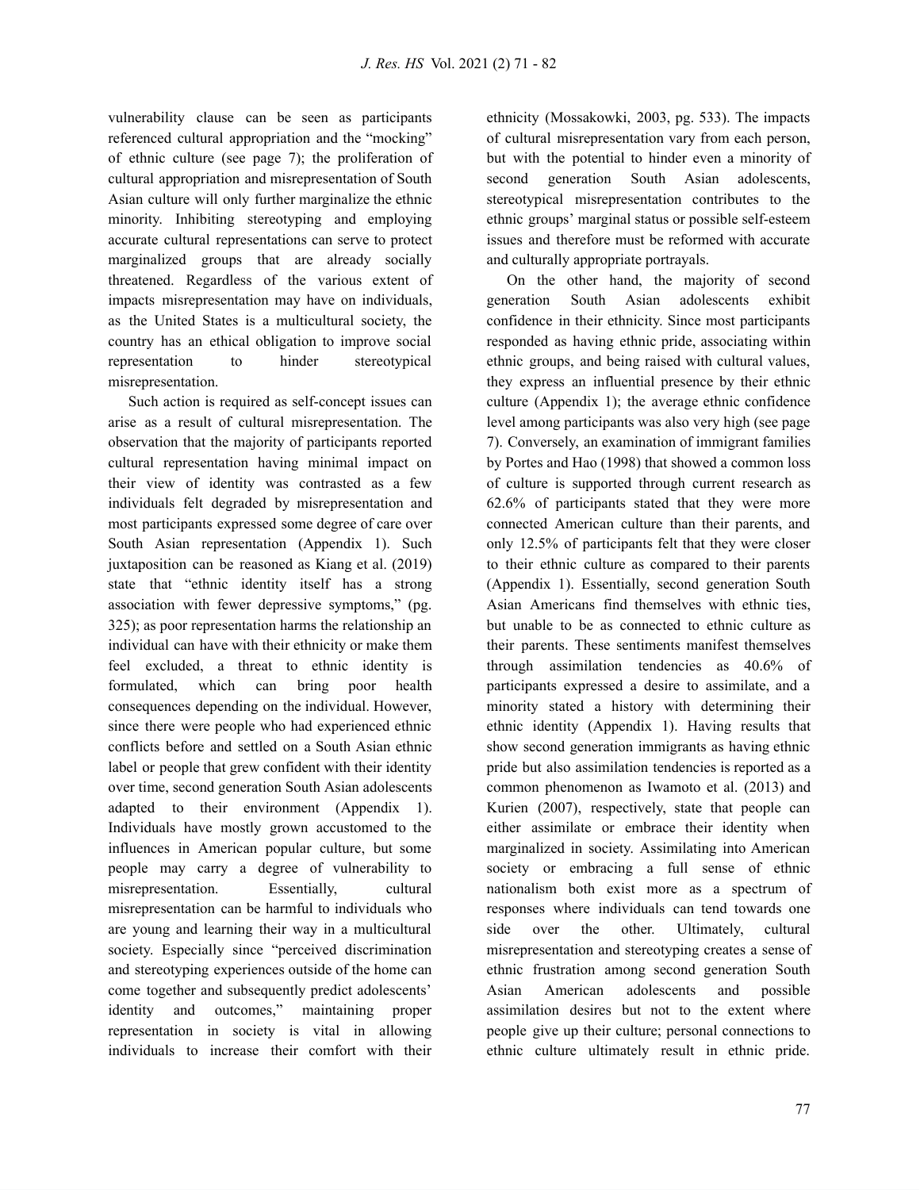vulnerability clause can be seen as participants referenced cultural appropriation and the "mocking" of ethnic culture (see page 7); the proliferation of cultural appropriation and misrepresentation of South Asian culture will only further marginalize the ethnic minority. Inhibiting stereotyping and employing accurate cultural representations can serve to protect marginalized groups that are already socially threatened. Regardless of the various extent of impacts misrepresentation may have on individuals, as the United States is a multicultural society, the country has an ethical obligation to improve social representation to hinder stereotypical misrepresentation.

Such action is required as self-concept issues can arise as a result of cultural misrepresentation. The observation that the majority of participants reported cultural representation having minimal impact on their view of identity was contrasted as a few individuals felt degraded by misrepresentation and most participants expressed some degree of care over South Asian representation (Appendix 1). Such juxtaposition can be reasoned as Kiang et al. (2019) state that "ethnic identity itself has a strong association with fewer depressive symptoms," (pg. 325); as poor representation harms the relationship an individual can have with their ethnicity or make them feel excluded, a threat to ethnic identity is formulated, which can bring poor health consequences depending on the individual. However, since there were people who had experienced ethnic conflicts before and settled on a South Asian ethnic label or people that grew confident with their identity over time, second generation South Asian adolescents adapted to their environment (Appendix 1). Individuals have mostly grown accustomed to the influences in American popular culture, but some people may carry a degree of vulnerability to misrepresentation. Essentially, cultural misrepresentation can be harmful to individuals who are young and learning their way in a multicultural society. Especially since "perceived discrimination and stereotyping experiences outside of the home can come together and subsequently predict adolescents' identity and outcomes," maintaining proper representation in society is vital in allowing individuals to increase their comfort with their ethnicity (Mossakowki, 2003, pg. 533). The impacts of cultural misrepresentation vary from each person, but with the potential to hinder even a minority of second generation South Asian adolescents, stereotypical misrepresentation contributes to the ethnic groups' marginal status or possible self-esteem issues and therefore must be reformed with accurate and culturally appropriate portrayals.

On the other hand, the majority of second generation South Asian adolescents exhibit confidence in their ethnicity. Since most participants responded as having ethnic pride, associating within ethnic groups, and being raised with cultural values, they express an influential presence by their ethnic culture (Appendix 1); the average ethnic confidence level among participants was also very high (see page 7). Conversely, an examination of immigrant families by Portes and Hao (1998) that showed a common loss of culture is supported through current research as 62.6% of participants stated that they were more connected American culture than their parents, and only 12.5% of participants felt that they were closer to their ethnic culture as compared to their parents (Appendix 1). Essentially, second generation South Asian Americans find themselves with ethnic ties, but unable to be as connected to ethnic culture as their parents. These sentiments manifest themselves through assimilation tendencies as 40.6% of participants expressed a desire to assimilate, and a minority stated a history with determining their ethnic identity (Appendix 1). Having results that show second generation immigrants as having ethnic pride but also assimilation tendencies is reported as a common phenomenon as Iwamoto et al. (2013) and Kurien (2007), respectively, state that people can either assimilate or embrace their identity when marginalized in society. Assimilating into American society or embracing a full sense of ethnic nationalism both exist more as a spectrum of responses where individuals can tend towards one side over the other. Ultimately, cultural misrepresentation and stereotyping creates a sense of ethnic frustration among second generation South Asian American adolescents and possible assimilation desires but not to the extent where people give up their culture; personal connections to ethnic culture ultimately result in ethnic pride.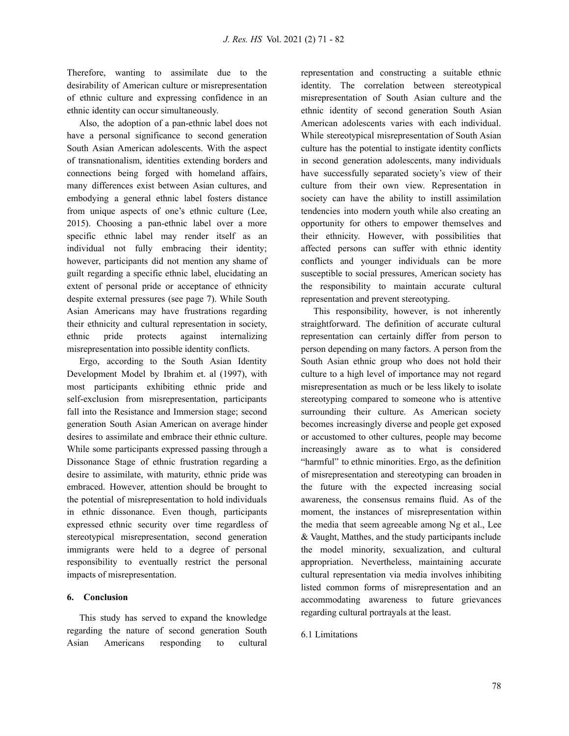Therefore, wanting to assimilate due to the desirability of American culture or misrepresentation of ethnic culture and expressing confidence in an ethnic identity can occur simultaneously.

Also, the adoption of a pan-ethnic label does not have a personal significance to second generation South Asian American adolescents. With the aspect of transnationalism, identities extending borders and connections being forged with homeland affairs, many differences exist between Asian cultures, and embodying a general ethnic label fosters distance from unique aspects of one's ethnic culture (Lee, 2015). Choosing a pan-ethnic label over a more specific ethnic label may render itself as an individual not fully embracing their identity; however, participants did not mention any shame of guilt regarding a specific ethnic label, elucidating an extent of personal pride or acceptance of ethnicity despite external pressures (see page 7). While South Asian Americans may have frustrations regarding their ethnicity and cultural representation in society, ethnic pride protects against internalizing misrepresentation into possible identity conflicts.

Ergo, according to the South Asian Identity Development Model by Ibrahim et. al (1997), with most participants exhibiting ethnic pride and self-exclusion from misrepresentation, participants fall into the Resistance and Immersion stage; second generation South Asian American on average hinder desires to assimilate and embrace their ethnic culture. While some participants expressed passing through a Dissonance Stage of ethnic frustration regarding a desire to assimilate, with maturity, ethnic pride was embraced. However, attention should be brought to the potential of misrepresentation to hold individuals in ethnic dissonance. Even though, participants expressed ethnic security over time regardless of stereotypical misrepresentation, second generation immigrants were held to a degree of personal responsibility to eventually restrict the personal impacts of misrepresentation.

## 6. Conclusion

This study has served to expand the knowledge regarding the nature of second generation South Asian Americans responding to cultural representation and constructing a suitable ethnic identity. The correlation between stereotypical misrepresentation of South Asian culture and the ethnic identity of second generation South Asian American adolescents varies with each individual. While stereotypical misrepresentation of South Asian culture has the potential to instigate identity conflicts in second generation adolescents, many individuals have successfully separated society's view of their culture from their own view. Representation in society can have the ability to instill assimilation tendencies into modern youth while also creating an opportunity for others to empower themselves and their ethnicity. However, with possibilities that affected persons can suffer with ethnic identity conflicts and younger individuals can be more susceptible to social pressures, American society has the responsibility to maintain accurate cultural representation and prevent stereotyping.

This responsibility, however, is not inherently straightforward. The definition of accurate cultural representation can certainly differ from person to person depending on many factors. A person from the South Asian ethnic group who does not hold their culture to a high level of importance may not regard misrepresentation as much or be less likely to isolate stereotyping compared to someone who is attentive surrounding their culture. As American society becomes increasingly diverse and people get exposed or accustomed to other cultures, people may become increasingly aware as to what is considered "harmful" to ethnic minorities. Ergo, as the definition of misrepresentation and stereotyping can broaden in the future with the expected increasing social awareness, the consensus remains fluid. As of the moment, the instances of misrepresentation within the media that seem agreeable among Ng et al., Lee & Vaught, Matthes, and the study participants include the model minority, sexualization, and cultural appropriation. Nevertheless, maintaining accurate cultural representation via media involves inhibiting listed common forms of misrepresentation and an accommodating awareness to future grievances regarding cultural portrayals at the least.

### 6.1 Limitations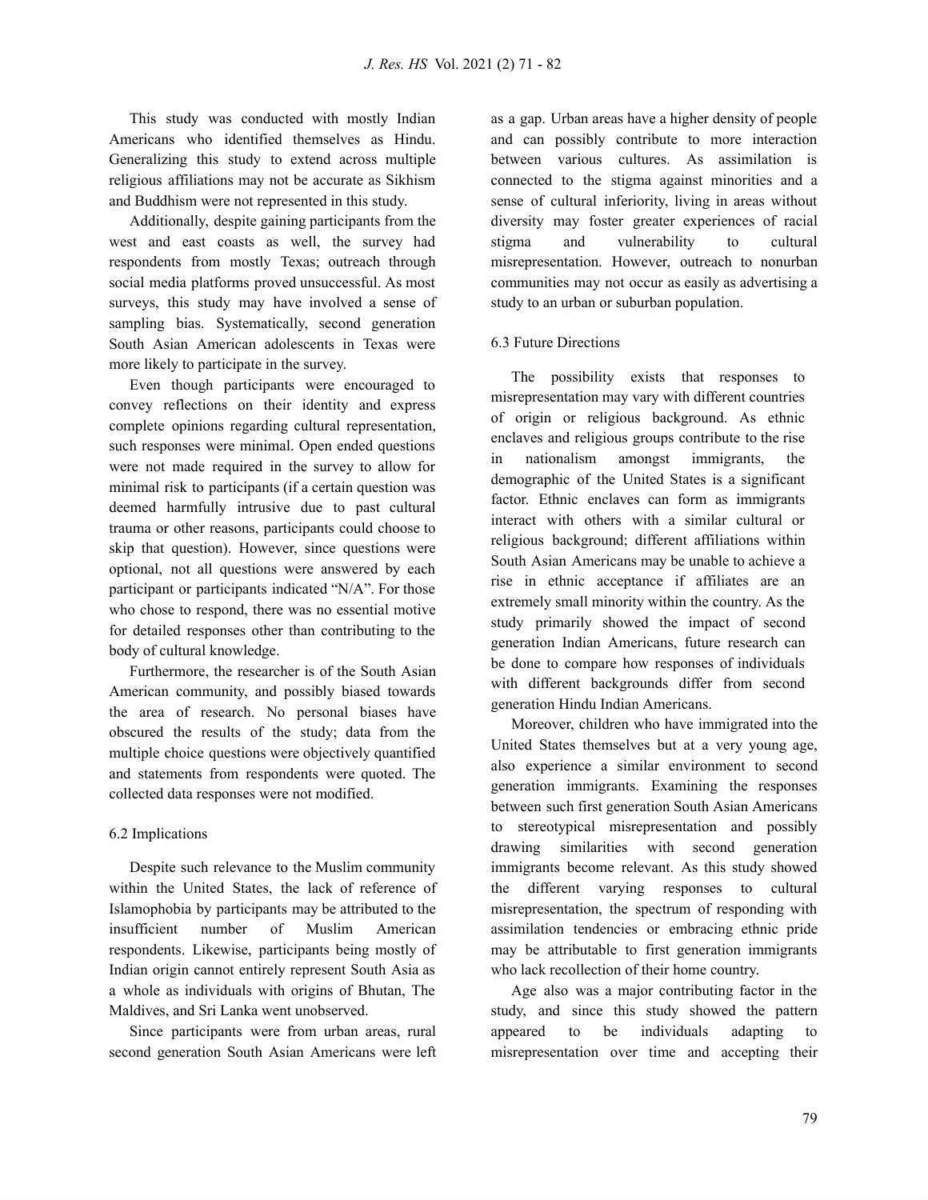This study was conducted with mostly Indian Americans who identified themselves as Hindu. Generalizing this study to extend across multiple religious affiliations may not be accurate as Sikhism and Buddhism were not represented in this study.

Additionally, despite gaining participants from the west and east coasts as well, the survey had respondents from mostly Texas; outreach through social media platforms proved unsuccessful. As most surveys, this study may have involved a sense of sampling bias. Systematically, second generation South Asian American adolescents in Texas were more likely to participate in the survey.

Even though participants were encouraged to convey reflections on their identity and express complete opinions regarding cultural representation, such responses were minimal. Open ended questions were not made required in the survey to allow for minimal risk to participants (if a certain question was deemed harmfully intrusive due to past cultural trauma or other reasons, participants could choose to skip that question). However, since questions were optional, not all questions were answered by each participant or participants indicated "N/A". For those who chose to respond, there was no essential motive for detailed responses other than contributing to the body of cultural knowledge.

Furthermore, the researcher is of the South Asian American community, and possibly biased towards the area of research. No personal biases have obscured the results of the study; data from the multiple choice questions were objectively quantified and statements from respondents were quoted. The collected data responses were not modified.

### 6.2 Implications

Despite such relevance to the Muslim community within the United States, the lack of reference of Islamophobia by participants may be attributed to the insufficient number of Muslim American respondents. Likewise, participants being mostly of Indian origin cannot entirely represent South Asia as a whole as individuals with origins of Bhutan, The Maldives, and Sri Lanka went unobserved.

Since participants were from urban areas, rural second generation South Asian Americans were left as a gap. Urban areas have a higher density of people and can possibly contribute to more interaction between various cultures. As assimilation is connected to the stigma against minorities and a sense of cultural inferiority, living in areas without diversity may foster greater experiences of racial stigma and vulnerability to cultural misrepresentation. However, outreach to nonurban communities may not occur as easily as advertising a study to an urban or suburban population.

### 6.3 Future Directions

The possibility exists that responses to misrepresentation may vary with different countries of origin or religious background. As ethnic enclaves and religious groups contribute to the rise in nationalism amongst immigrants, the demographic of the United States is a significant factor. Ethnic enclaves can form as immigrants interact with others with a similar cultural or religious background; different affiliations within South Asian Americans may be unable to achieve a rise in ethnic acceptance if affiliates are an extremely small minority within the country. As the study primarily showed the impact of second generation Indian Americans, future research can be done to compare how responses of individuals with different backgrounds differ from second generation Hindu Indian Americans.

Moreover, children who have immigrated into the United States themselves but at a very young age, also experience a similar environment to second generation immigrants. Examining the responses between such first generation South Asian Americans to stereotypical misrepresentation and possibly drawing similarities with second generation immigrants become relevant. As this study showed the different varying responses to cultural misrepresentation, the spectrum of responding with assimilation tendencies or embracing ethnic pride may be attributable to first generation immigrants who lack recollection of their home country.

Age also was a major contributing factor in the study, and since this study showed the pattern appeared to be individuals adapting to misrepresentation over time and accepting their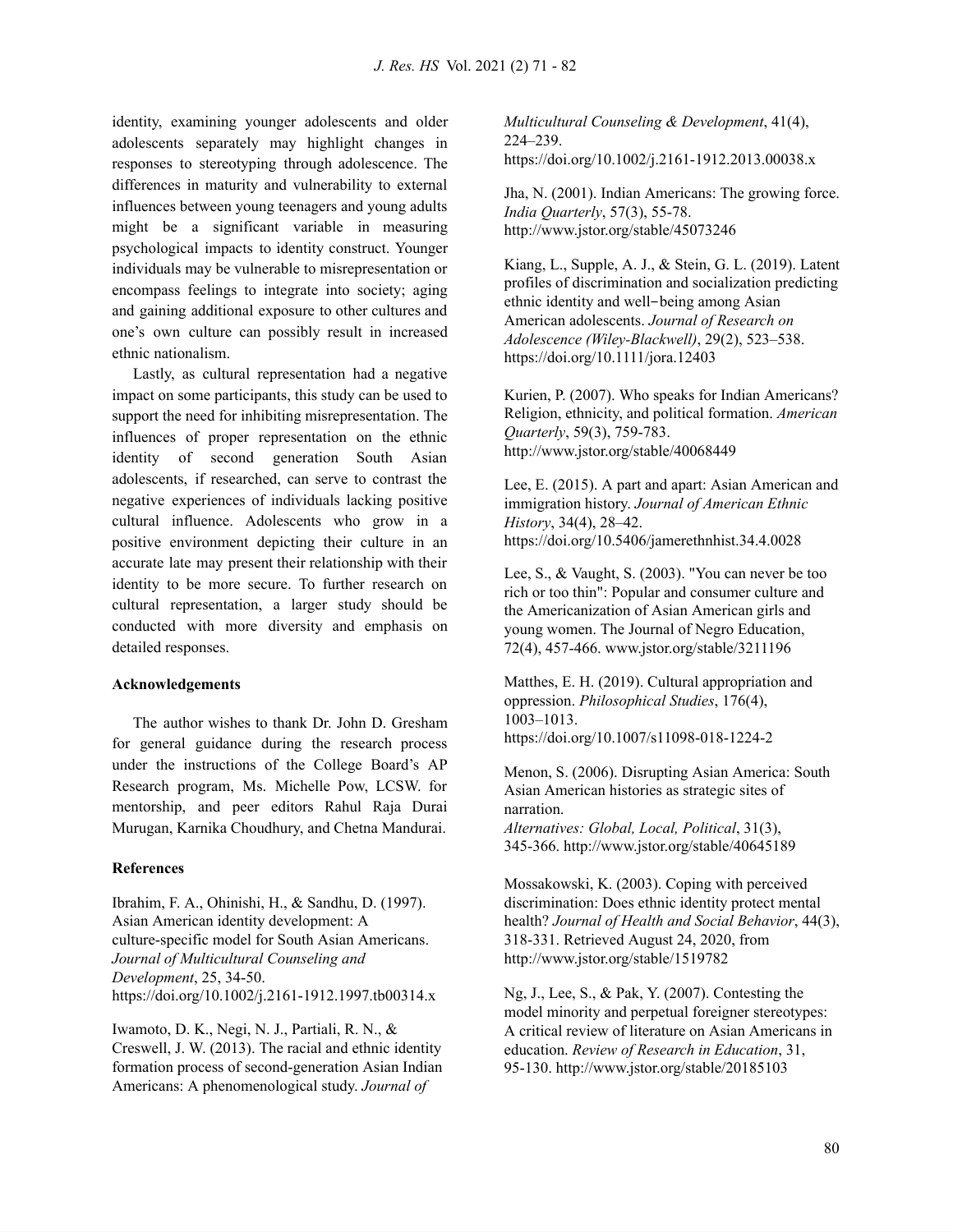identity, examining younger adolescents and older adolescents separately may highlight changes in responses to stereotyping through adolescence. The differences in maturity and vulnerability to external influences between young teenagers and young adults might be a significant variable in measuring psychological impacts to identity construct. Younger individuals may be vulnerable to misrepresentation or encompass feelings to integrate into society; aging and gaining additional exposure to other cultures and one's own culture can possibly result in increased ethnic nationalism.

Lastly, as cultural representation had a negative impact on some participants, this study can be used to support the need for inhibiting misrepresentation. The influences of proper representation on the ethnic identity of second generation South Asian adolescents, if researched, can serve to contrast the negative experiences of individuals lacking positive cultural influence. Adolescents who grow in a positive environment depicting their culture in an accurate late may present their relationship with their identity to be more secure. To further research on cultural representation, a larger study should be conducted with more diversity and emphasis on detailed responses.

**Acknowledgements**

The author wishes to thank Dr. John D. Gresham for general guidance during the research process under the instructions of the College Board's AP Research program, Ms. Michelle Pow, LCSW. for mentorship, and peer editors Rahul Raja Durai Murugan, Karnika Choudhury, and Chetna Mandurai.

**References**

Ibrahim, F. A., Ohinishi, H., & Sandhu, D. (1997). Asian American identity development: A culture-specific model for South Asian Americans. *Journal of Multicultural Counseling and Development*, 25, 34-50. https://doi.org/10.1002/j.2161-1912.1997.tb00314.x

Iwamoto, D. K., Negi, N. J., Partiali, R. N., & Creswell, J. W. (2013). The racial and ethnic identity formation process of second-generation Asian Indian Americans: A phenomenological study. *Journal of Multicultural Counseling & Development*, 41(4), 224–239. https://doi.org/10.1002/j.2161-1912.2013.00038.x

Jha, N. (2001). Indian Americans: The growing force. *India Quarterly*, 57(3), 55-78. http://www.jstor.org/stable/45073246

Kiang, L., Supple, A. J., & Stein, G. L. (2019). Latent profiles of discrimination and socialization predicting ethnic identity and well‐being among Asian American adolescents. *Journal of Research on Adolescence (Wiley-Blackwell)*, 29(2), 523–538. https://doi.org/10.1111/jora.12403

Kurien, P. (2007). Who speaks for Indian Americans? Religion, ethnicity, and political formation. *American Quarterly*, 59(3), 759-783. http://www.jstor.org/stable/40068449

Lee, E. (2015). A part and apart: Asian American and immigration history. *Journal of American Ethnic History*, 34(4), 28–42. https://doi.org/10.5406/jamerethnhist.34.4.0028

Lee, S., & Vaught, S. (2003). "You can never be too rich or too thin": Popular and consumer culture and the Americanization of Asian American girls and young women. The Journal of Negro Education, 72(4), 457-466. www.jstor.org/stable/3211196

Matthes, E. H. (2019). Cultural appropriation and oppression. *Philosophical Studies*, 176(4), 1003–1013. https://doi.org/10.1007/s11098-018-1224-2

Menon, S. (2006). Disrupting Asian America: South Asian American histories as strategic sites of narration. *Alternatives: Global, Local, Political*, 31(3), 345-366. http://www.jstor.org/stable/40645189

Mossakowski, K. (2003). Coping with perceived discrimination: Does ethnic identity protect mental health? *Journal of Health and Social Behavior*, 44(3), 318-331. Retrieved August 24, 2020, from http://www.jstor.org/stable/1519782

Ng, J., Lee, S., & Pak, Y. (2007). Contesting the model minority and perpetual foreigner stereotypes: A critical review of literature on Asian Americans in education. *Review of Research in Education*, 31, 95-130. http://www.jstor.org/stable/20185103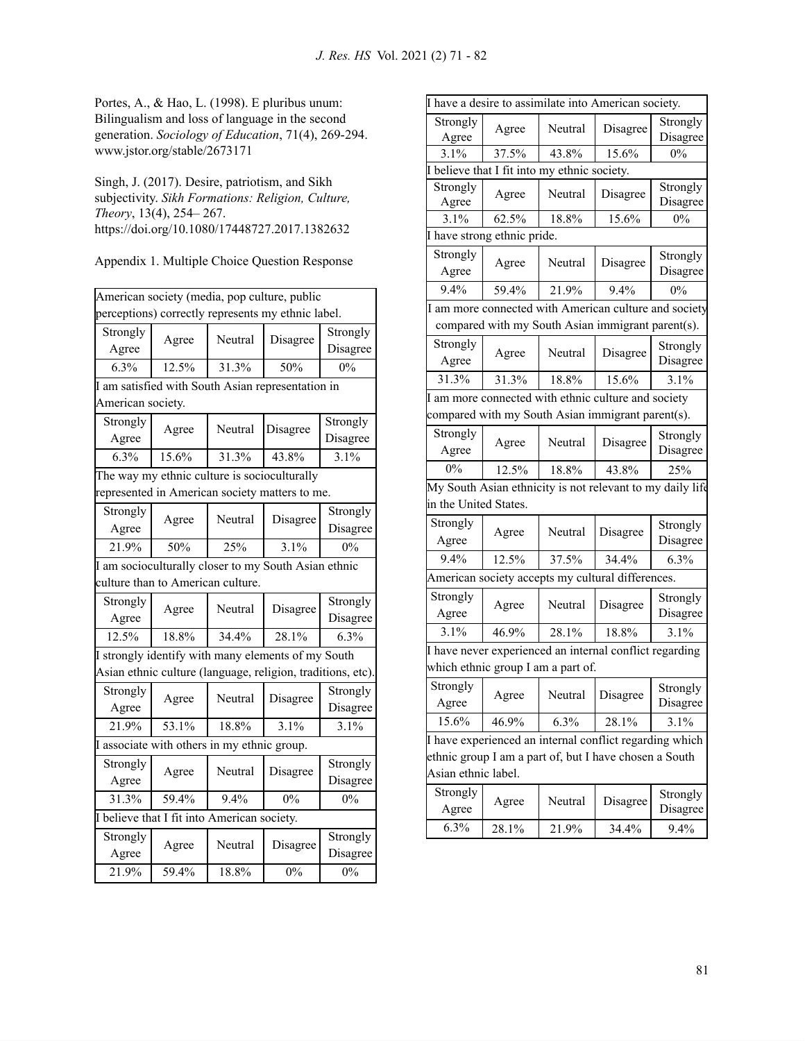Portes, A., & Hao, L. (1998). E pluribus unum: Bilingualism and loss of language in the second generation. *Sociology of Education*, 71(4), 269-294. www.jstor.org/stable/2673171

Singh, J. (2017). Desire, patriotism, and Sikh subjectivity. *Sikh Formations: Religion, Culture, Theory*, 13(4), 254– 267. https://doi.org/10.1080/17448727.2017.1382632

Appendix 1. Multiple Choice Question Response

| American society (media, pop culture, public perceptions) correctly represents my ethnic label. | | | | |
|---|---|---|---|---|
| Strongly Agree | Agree | Neutral | Disagree | Strongly Disagree |
| 6.3% | 12.5% | 31.3% | 50% | 0% |
| **I am satisfied with South Asian representation in American society.** | | | | |
| Strongly Agree | Agree | Neutral | Disagree | Strongly Disagree |
| 6.3% | 15.6% | 31.3% | 43.8% | 3.1% |
| **The way my ethnic culture is socioculturally represented in American society matters to me.** | | | | |
| Strongly Agree | Agree | Neutral | Disagree | Strongly Disagree |
| 21.9% | 50% | 25% | 3.1% | 0% |
| **I am socioculturally closer to my South Asian ethnic culture than to American culture.** | | | | |
| Strongly Agree | Agree | Neutral | Disagree | Strongly Disagree |
| 12.5% | 18.8% | 34.4% | 28.1% | 6.3% |
| **I strongly identify with many elements of my South Asian ethnic culture (language, religion, traditions, etc).** | | | | |
| Strongly Agree | Agree | Neutral | Disagree | Strongly Disagree |
| 21.9% | 53.1% | 18.8% | 3.1% | 3.1% |
| **I associate with others in my ethnic group.** | | | | |
| Strongly Agree | Agree | Neutral | Disagree | Strongly Disagree |
| 31.3% | 59.4% | 9.4% | 0% | 0% |
| **I believe that I fit into American society.** | | | | |
| Strongly Agree | Agree | Neutral | Disagree | Strongly Disagree |
| 21.9% | 59.4% | 18.8% | 0% | 0% |
| **I have a desire to assimilate into American society.** | | | | |
| Strongly Agree | Agree | Neutral | Disagree | Strongly Disagree |
| 3.1% | 37.5% | 43.8% | 15.6% | 0% |
| **I believe that I fit into my ethnic society.** | | | | |
| Strongly Agree | Agree | Neutral | Disagree | Strongly Disagree |
| 3.1% | 62.5% | 18.8% | 15.6% | 0% |
| **I have strong ethnic pride.** | | | | |
| Strongly Agree | Agree | Neutral | Disagree | Strongly Disagree |
| 9.4% | 59.4% | 21.9% | 9.4% | 0% |
| **I am more connected with American culture and society compared with my South Asian immigrant parent(s).** | | | | |
| Strongly Agree | Agree | Neutral | Disagree | Strongly Disagree |
| 31.3% | 31.3% | 18.8% | 15.6% | 3.1% |
| **I am more connected with ethnic culture and society compared with my South Asian immigrant parent(s).** | | | | |
| Strongly Agree | Agree | Neutral | Disagree | Strongly Disagree |
| 0% | 12.5% | 18.8% | 43.8% | 25% |
| **My South Asian ethnicity is not relevant to my daily life in the United States.** | | | | |
| Strongly Agree | Agree | Neutral | Disagree | Strongly Disagree |
| 9.4% | 12.5% | 37.5% | 34.4% | 6.3% |
| **American society accepts my cultural differences.** | | | | |
| Strongly Agree | Agree | Neutral | Disagree | Strongly Disagree |
| 3.1% | 46.9% | 28.1% | 18.8% | 3.1% |
| **I have never experienced an internal conflict regarding which ethnic group I am a part of.** | | | | |
| Strongly Agree | Agree | Neutral | Disagree | Strongly Disagree |
| 15.6% | 46.9% | 6.3% | 28.1% | 3.1% |
| **I have experienced an internal conflict regarding which ethnic group I am a part of, but I have chosen a South Asian ethnic label.** | | | | |
| Strongly Agree | Agree | Neutral | Disagree | Strongly Disagree |
| 6.3% | 28.1% | 21.9% | 34.4% | 9.4% |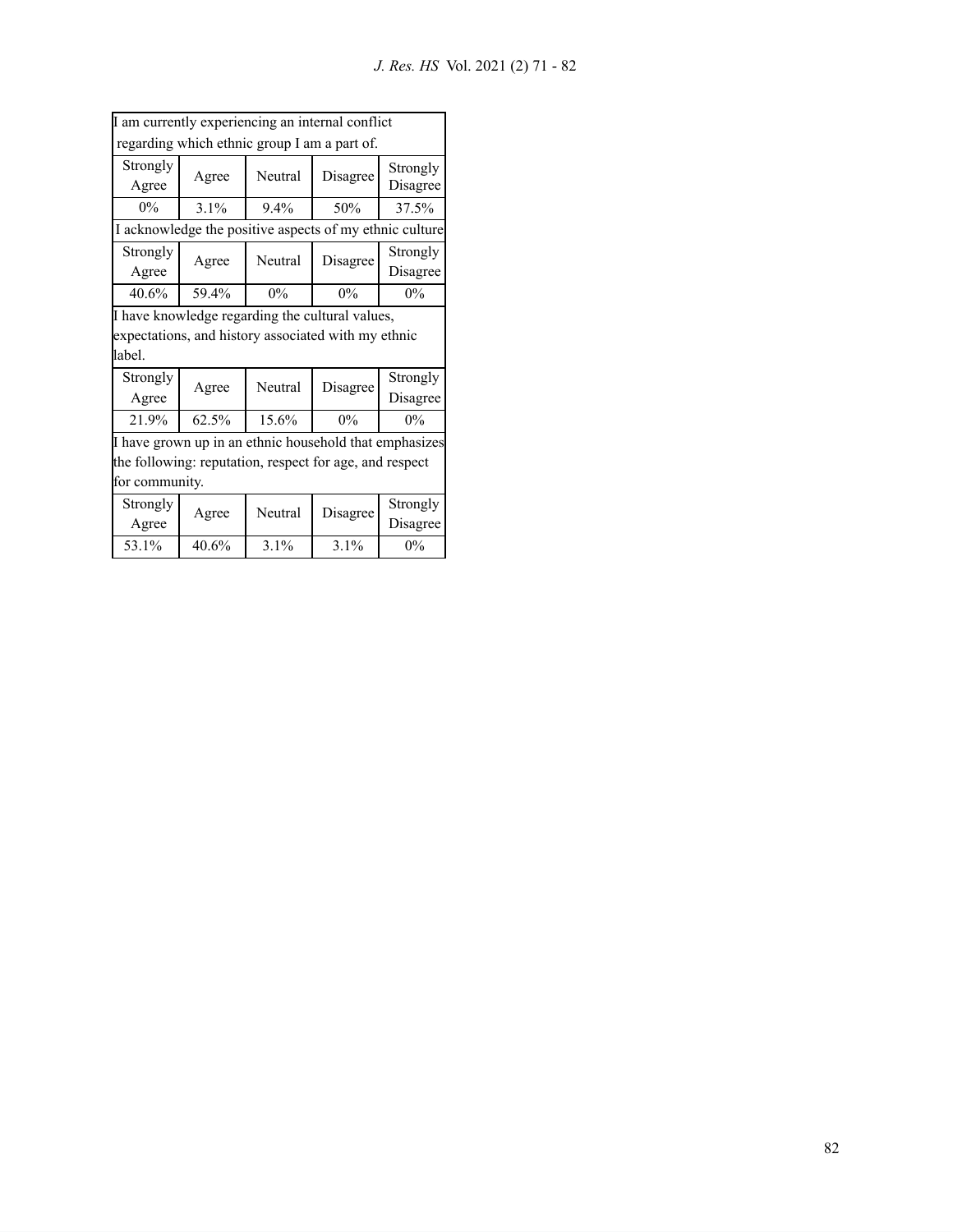| | | | | |
|---|---|---|---|---|
| I am currently experiencing an internal conflict regarding which ethnic group I am a part of. | | | | |
| Strongly Agree | Agree | Neutral | Disagree | Strongly Disagree |
| 0% | 3.1% | 9.4% | 50% | 37.5% |
| I acknowledge the positive aspects of my ethnic culture | | | | |
| Strongly Agree | Agree | Neutral | Disagree | Strongly Disagree |
| 40.6% | 59.4% | 0% | 0% | 0% |
| I have knowledge regarding the cultural values, expectations, and history associated with my ethnic label. | | | | |
| Strongly Agree | Agree | Neutral | Disagree | Strongly Disagree |
| 21.9% | 62.5% | 15.6% | 0% | 0% |
| I have grown up in an ethnic household that emphasizes the following: reputation, respect for age, and respect for community. | | | | |
| Strongly Agree | Agree | Neutral | Disagree | Strongly Disagree |
| 53.1% | 40.6% | 3.1% | 3.1% | 0% |